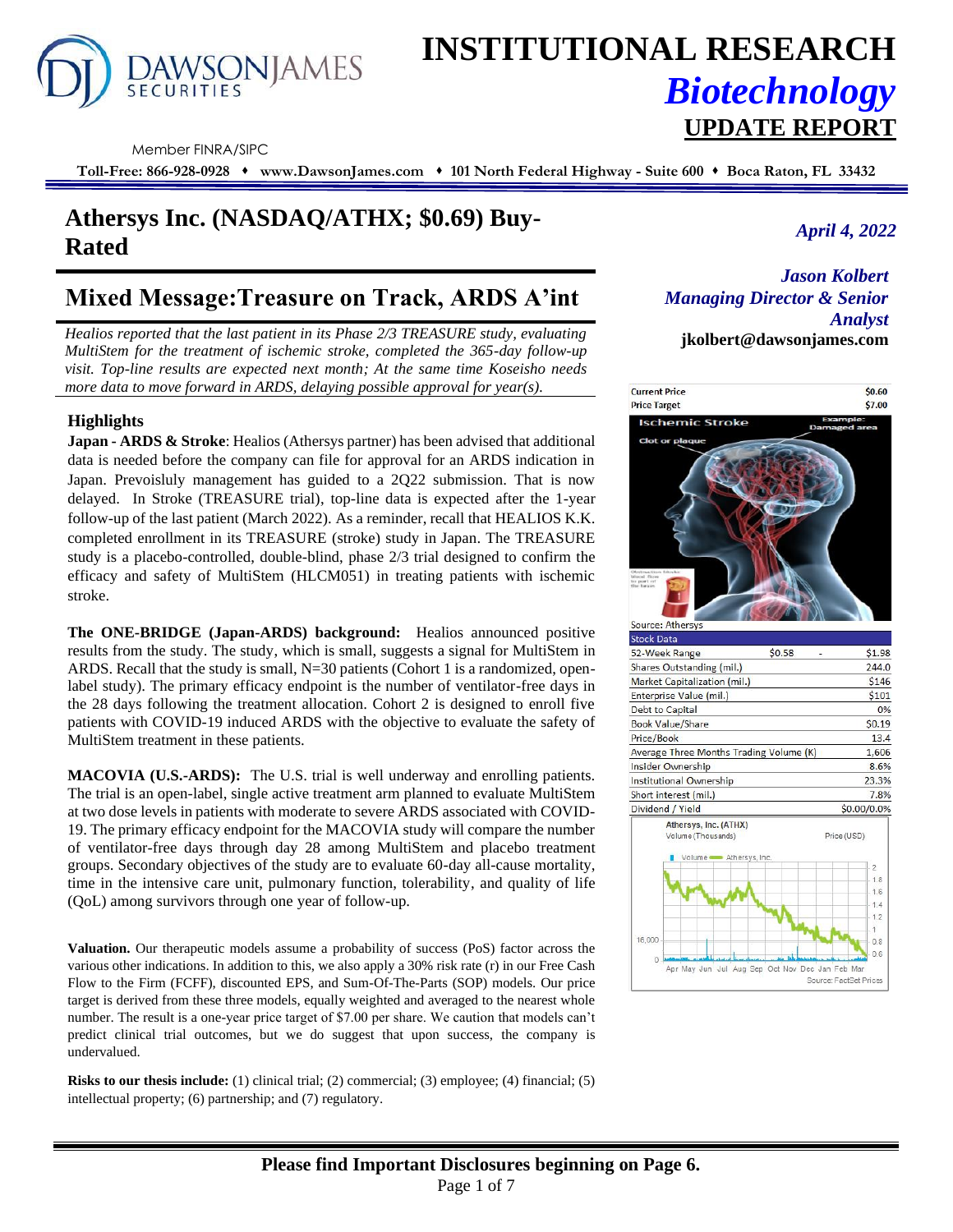# INSTITUTIONAL RESEARCH

## *Biotechnology*

## UPDATE REPORT

DAWSON JAMES SECURITIES

Member FINRA/SIPC

**Toll-Free: 866-928-0928 ♦ www.DawsonJames.com ♦ 101 North Federal Highway - Suite 600 ♦ Boca Raton, FL 33432**

## Athersys Inc. (NASDAQ/ATHX; $0.69) Buy-Rated

*April 4, 2022*

## Mixed Message:Treasure on Track, ARDS A'int

*Healios reported that the last patient in its Phase 2/3 TREASURE study, evaluating MultiStem for the treatment of ischemic stroke, completed the 365-day follow-up visit. Top-line results are expected next month; At the same time Koseisho needs more data to move forward in ARDS, delaying possible approval for year(s).*

*Jason Kolbert*
*Managing Director & Senior Analyst*
**jkolbert@dawsonjames.com**

### Highlights

**Japan - ARDS & Stroke**: Healios (Athersys partner) has been advised that additional data is needed before the company can file for approval for an ARDS indication in Japan. Prevoisluly management has guided to a 2Q22 submission. That is now delayed. In Stroke (TREASURE trial), top-line data is expected after the 1-year follow-up of the last patient (March 2022). As a reminder, recall that HEALIOS K.K. completed enrollment in its TREASURE (stroke) study in Japan. The TREASURE study is a placebo-controlled, double-blind, phase 2/3 trial designed to confirm the efficacy and safety of MultiStem (HLCM051) in treating patients with ischemic stroke.

**The ONE-BRIDGE (Japan-ARDS) background:** Healios announced positive results from the study. The study, which is small, suggests a signal for MultiStem in ARDS. Recall that the study is small, N=30 patients (Cohort 1 is a randomized, open-label study). The primary efficacy endpoint is the number of ventilator-free days in the 28 days following the treatment allocation. Cohort 2 is designed to enroll five patients with COVID-19 induced ARDS with the objective to evaluate the safety of MultiStem treatment in these patients.

**MACOVIA (U.S.-ARDS):** The U.S. trial is well underway and enrolling patients. The trial is an open-label, single active treatment arm planned to evaluate MultiStem at two dose levels in patients with moderate to severe ARDS associated with COVID-19. The primary efficacy endpoint for the MACOVIA study will compare the number of ventilator-free days through day 28 among MultiStem and placebo treatment groups. Secondary objectives of the study are to evaluate 60-day all-cause mortality, time in the intensive care unit, pulmonary function, tolerability, and quality of life (QoL) among survivors through one year of follow-up.

**Valuation.** Our therapeutic models assume a probability of success (PoS) factor across the various other indications. In addition to this, we also apply a 30% risk rate (r) in our Free Cash Flow to the Firm (FCFF), discounted EPS, and Sum-Of-The-Parts (SOP) models. Our price target is derived from these three models, equally weighted and averaged to the nearest whole number. The result is a one-year price target of $7.00 per share. We caution that models can't predict clinical trial outcomes, but we do suggest that upon success, the company is undervalued.

**Risks to our thesis include:** (1) clinical trial; (2) commercial; (3) employee; (4) financial; (5) intellectual property; (6) partnership; and (7) regulatory.

| | |
|---|---|
| Current Price | $0.60 |
| Price Target | $7.00 |

Source: Athersys

| Stock Data | | | |
|---|---|---|---|
| 52-Week Range | $0.58 | - | $1.98 |
| Shares Outstanding (mil.) | | | 244.0 |
| Market Capitalization (mil.) | | | $146 |
| Enterprise Value (mil.) | | | $101 |
| Debt to Capital | | | 0% |
| Book Value/Share | | | $0.19 |
| Price/Book | | | 13.4 |
| Average Three Months Trading Volume (K) | | | 1,606 |
| Insider Ownership | | | 8.6% |
| Institutional Ownership | | | 23.3% |
| Short interest (mil.) | | | 7.8% |
| Dividend / Yield | | | $0.00/0.0% |

Source: FactSet Prices

**Please find Important Disclosures beginning on Page 6.**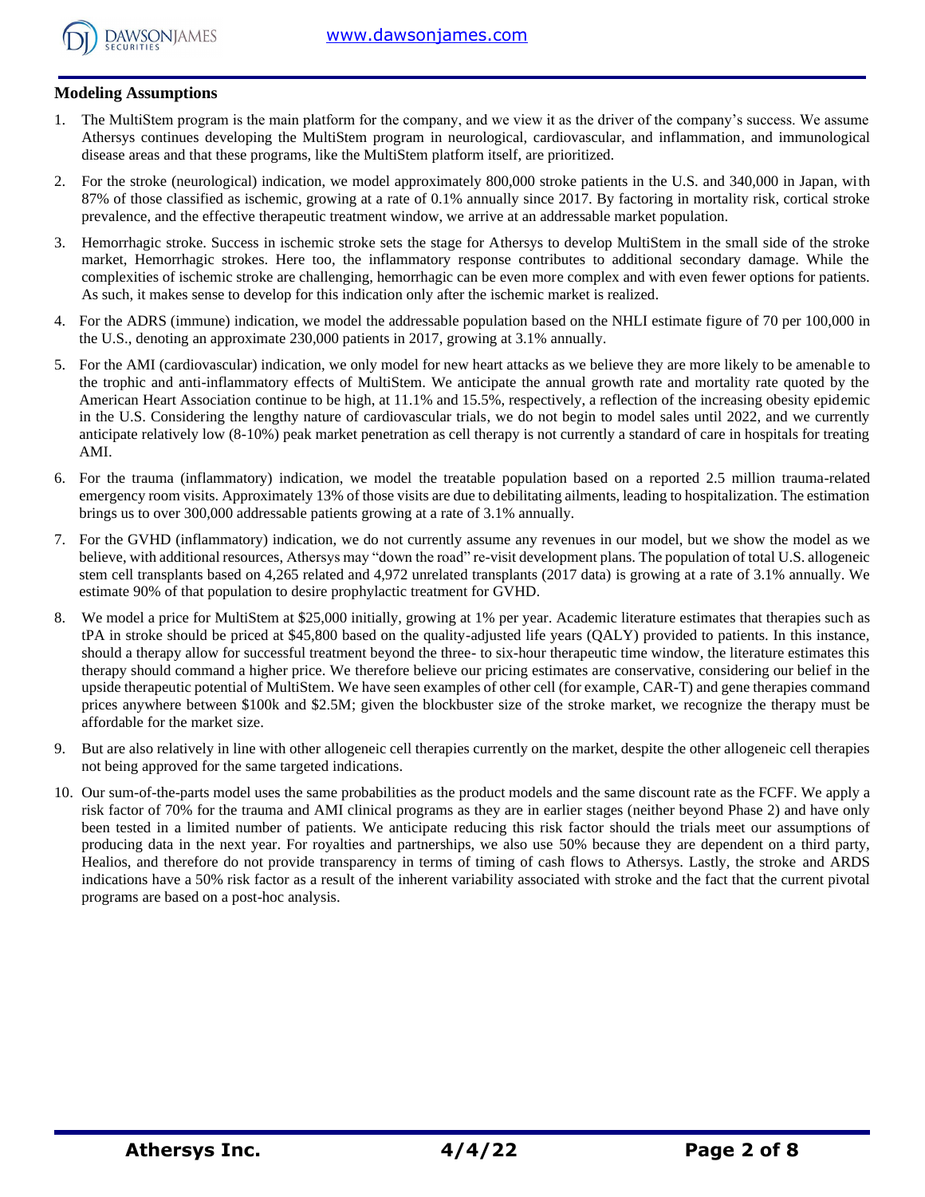### Modeling Assumptions

1. The MultiStem program is the main platform for the company, and we view it as the driver of the company's success. We assume Athersys continues developing the MultiStem program in neurological, cardiovascular, and inflammation, and immunological disease areas and that these programs, like the MultiStem platform itself, are prioritized.
2. For the stroke (neurological) indication, we model approximately 800,000 stroke patients in the U.S. and 340,000 in Japan, with 87% of those classified as ischemic, growing at a rate of 0.1% annually since 2017. By factoring in mortality risk, cortical stroke prevalence, and the effective therapeutic treatment window, we arrive at an addressable market population.
3. Hemorrhagic stroke. Success in ischemic stroke sets the stage for Athersys to develop MultiStem in the small side of the stroke market, Hemorrhagic strokes. Here too, the inflammatory response contributes to additional secondary damage. While the complexities of ischemic stroke are challenging, hemorrhagic can be even more complex and with even fewer options for patients. As such, it makes sense to develop for this indication only after the ischemic market is realized.
4. For the ADRS (immune) indication, we model the addressable population based on the NHLI estimate figure of 70 per 100,000 in the U.S., denoting an approximate 230,000 patients in 2017, growing at 3.1% annually.
5. For the AMI (cardiovascular) indication, we only model for new heart attacks as we believe they are more likely to be amenable to the trophic and anti-inflammatory effects of MultiStem. We anticipate the annual growth rate and mortality rate quoted by the American Heart Association continue to be high, at 11.1% and 15.5%, respectively, a reflection of the increasing obesity epidemic in the U.S. Considering the lengthy nature of cardiovascular trials, we do not begin to model sales until 2022, and we currently anticipate relatively low (8-10%) peak market penetration as cell therapy is not currently a standard of care in hospitals for treating AMI.
6. For the trauma (inflammatory) indication, we model the treatable population based on a reported 2.5 million trauma-related emergency room visits. Approximately 13% of those visits are due to debilitating ailments, leading to hospitalization. The estimation brings us to over 300,000 addressable patients growing at a rate of 3.1% annually.
7. For the GVHD (inflammatory) indication, we do not currently assume any revenues in our model, but we show the model as we believe, with additional resources, Athersys may "down the road" re-visit development plans. The population of total U.S. allogeneic stem cell transplants based on 4,265 related and 4,972 unrelated transplants (2017 data) is growing at a rate of 3.1% annually. We estimate 90% of that population to desire prophylactic treatment for GVHD.
8. We model a price for MultiStem at $25,000 initially, growing at 1% per year. Academic literature estimates that therapies such as tPA in stroke should be priced at $45,800 based on the quality-adjusted life years (QALY) provided to patients. In this instance, should a therapy allow for successful treatment beyond the three- to six-hour therapeutic time window, the literature estimates this therapy should command a higher price. We therefore believe our pricing estimates are conservative, considering our belief in the upside therapeutic potential of MultiStem. We have seen examples of other cell (for example, CAR-T) and gene therapies command prices anywhere between $100k and $2.5M; given the blockbuster size of the stroke market, we recognize the therapy must be affordable for the market size.
9. But are also relatively in line with other allogeneic cell therapies currently on the market, despite the other allogeneic cell therapies not being approved for the same targeted indications.
10. Our sum-of-the-parts model uses the same probabilities as the product models and the same discount rate as the FCFF. We apply a risk factor of 70% for the trauma and AMI clinical programs as they are in earlier stages (neither beyond Phase 2) and have only been tested in a limited number of patients. We anticipate reducing this risk factor should the trials meet our assumptions of producing data in the next year. For royalties and partnerships, we also use 50% because they are dependent on a third party, Healios, and therefore do not provide transparency in terms of timing of cash flows to Athersys. Lastly, the stroke and ARDS indications have a 50% risk factor as a result of the inherent variability associated with stroke and the fact that the current pivotal programs are based on a post-hoc analysis.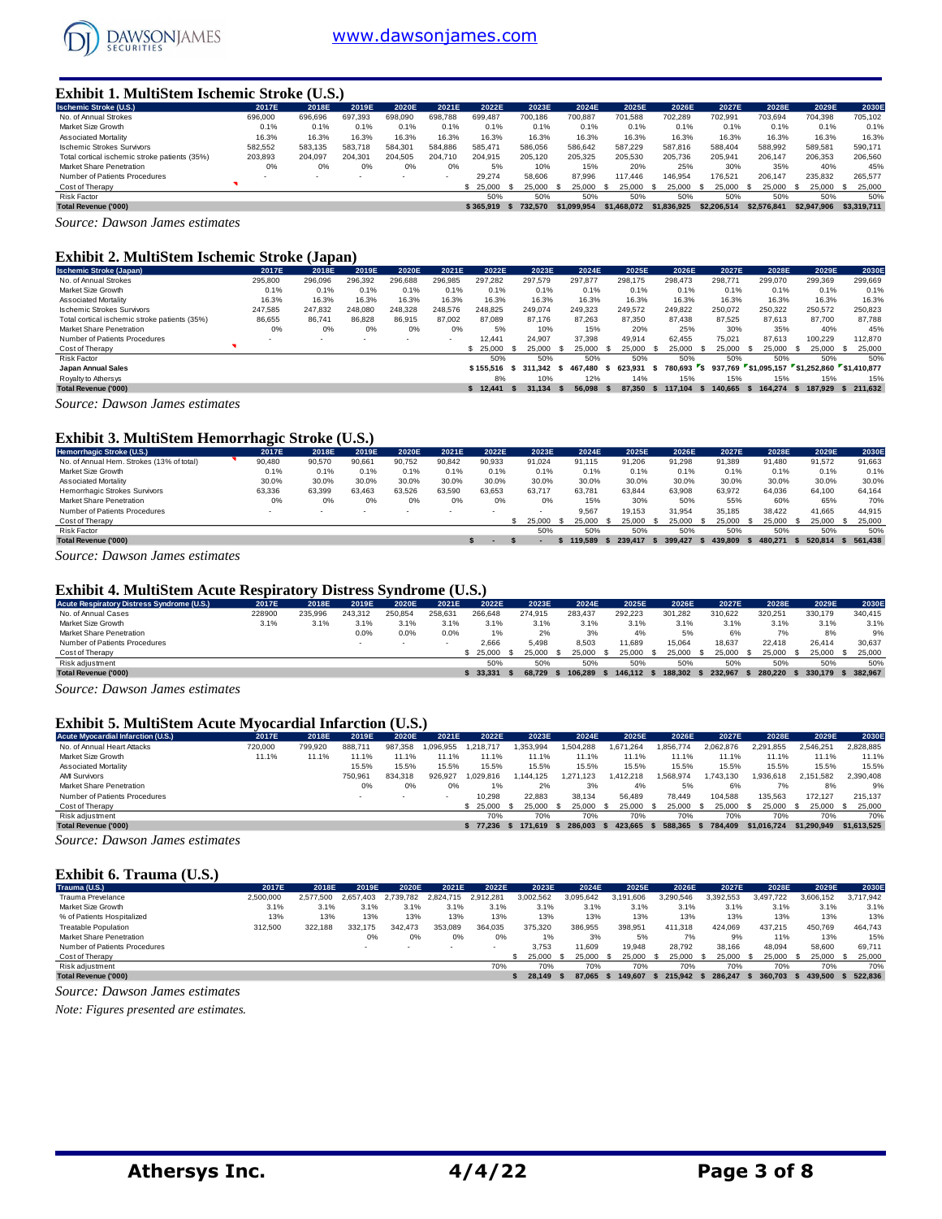## Exhibit 1. MultiStem Ischemic Stroke (U.S.)

| Ischemic Stroke (U.S.) | 2017E | 2018E | 2019E | 2020E | 2021E | 2022E | 2023E | 2024E | 2025E | 2026E | 2027E | 2028E | 2029E | 2030E |
|---|---|---|---|---|---|---|---|---|---|---|---|---|---|---|
| No. of Annual Strokes | 696,000 | 696,696 | 697,393 | 698,090 | 698,788 | 699,487 | 700,186 | 700,887 | 701,588 | 702,289 | 702,991 | 703,694 | 704,398 | 705,102 |
| Market Size Growth | 0.1% | 0.1% | 0.1% | 0.1% | 0.1% | 0.1% | 0.1% | 0.1% | 0.1% | 0.1% | 0.1% | 0.1% | 0.1% | 0.1% |
| Associated Mortality | 16.3% | 16.3% | 16.3% | 16.3% | 16.3% | 16.3% | 16.3% | 16.3% | 16.3% | 16.3% | 16.3% | 16.3% | 16.3% | 16.3% |
| Ischemic Strokes Survivors | 582,552 | 583,135 | 583,718 | 584,301 | 584,886 | 585,471 | 586,056 | 586,642 | 587,229 | 587,816 | 588,404 | 588,992 | 589,581 | 590,171 |
| Total cortical ischemic stroke patients (35%) | 203,893 | 204,097 | 204,301 | 204,505 | 204,710 | 204,915 | 205,120 | 205,325 | 205,530 | 205,736 | 205,941 | 206,147 | 206,353 | 206,560 |
| Market Share Penetration | 0% | 0% | 0% | 0% | 0% | 5% | 10% | 15% | 20% | 25% | 30% | 35% | 40% | 45% |
| Number of Patients Procedures | - | - | - | - | - | 29,274 | 58,606 | 87,996 | 117,446 | 146,954 | 176,521 | 206,147 | 235,832 | 265,577 |
| Cost of Therapy | | | | | | $ 25,000 | $ 25,000 | $ 25,000 | $ 25,000 | $ 25,000 | $ 25,000 | $ 25,000 | $ 25,000 | $ 25,000 |
| Risk Factor | | | | | | 50% | 50% | 50% | 50% | 50% | 50% | 50% | 50% | 50% |
| **Total Revenue ('000)** | | | | | | **$ 365,919** | **$ 732,570** | **$1,099,954** | **$1,468,072** | **$1,836,925** | **$2,206,514** | **$2,576,841** | **$2,947,906** | **$3,319,711** |

*Source: Dawson James estimates*

## Exhibit 2. MultiStem Ischemic Stroke (Japan)

| Ischemic Stroke (Japan) | 2017E | 2018E | 2019E | 2020E | 2021E | 2022E | 2023E | 2024E | 2025E | 2026E | 2027E | 2028E | 2029E | 2030E |
|---|---|---|---|---|---|---|---|---|---|---|---|---|---|---|
| No. of Annual Strokes | 295,800 | 296,096 | 296,392 | 296,688 | 296,985 | 297,282 | 297,579 | 297,877 | 298,175 | 298,473 | 298,771 | 299,070 | 299,369 | 299,669 |
| Market Size Growth | 0.1% | 0.1% | 0.1% | 0.1% | 0.1% | 0.1% | 0.1% | 0.1% | 0.1% | 0.1% | 0.1% | 0.1% | 0.1% | 0.1% |
| Associated Mortality | 16.3% | 16.3% | 16.3% | 16.3% | 16.3% | 16.3% | 16.3% | 16.3% | 16.3% | 16.3% | 16.3% | 16.3% | 16.3% | 16.3% |
| Ischemic Strokes Survivors | 247,585 | 247,832 | 248,080 | 248,328 | 248,576 | 248,825 | 249,074 | 249,323 | 249,572 | 249,822 | 250,072 | 250,322 | 250,572 | 250,823 |
| Total cortical ischemic stroke patients (35%) | 86,655 | 86,741 | 86,828 | 86,915 | 87,002 | 87,089 | 87,176 | 87,263 | 87,350 | 87,438 | 87,525 | 87,613 | 87,700 | 87,788 |
| Market Share Penetration | 0% | 0% | 0% | 0% | 0% | 5% | 10% | 15% | 20% | 25% | 30% | 35% | 40% | 45% |
| Number of Patients Procedures | - | - | - | - | - | 12,441 | 24,907 | 37,398 | 49,914 | 62,455 | 75,021 | 87,613 | 100,229 | 112,870 |
| Cost of Therapy | | | | | | $ 25,000 | $ 25,000 | $ 25,000 | $ 25,000 | $ 25,000 | $ 25,000 | $ 25,000 | $ 25,000 | $ 25,000 |
| Risk Factor | | | | | | 50% | 50% | 50% | 50% | 50% | 50% | 50% | 50% | 50% |
| **Japan Annual Sales** | | | | | | **$ 155,516** | **$ 311,342** | **$ 467,480** | **$ 623,931** | **$ 780,693** | **$ 937,769** | **$1,095,157** | **$1,252,860** | **$1,410,877** |
| Royalty to Athersys | | | | | | 8% | 10% | 12% | 14% | 15% | 15% | 15% | 15% | 15% |
| **Total Revenue ('000)** | | | | | | **$ 12,441** | **$ 31,134** | **$ 56,098** | **$ 87,350** | **$ 117,104** | **$ 140,665** | **$ 164,274** | **$ 187,929** | **$ 211,632** |

*Source: Dawson James estimates*

## Exhibit 3. MultiStem Hemorrhagic Stroke (U.S.)

| Hemorrhagic Stroke (U.S.) | 2017E | 2018E | 2019E | 2020E | 2021E | 2022E | 2023E | 2024E | 2025E | 2026E | 2027E | 2028E | 2029E | 2030E |
|---|---|---|---|---|---|---|---|---|---|---|---|---|---|---|
| No. of Annual Hem. Strokes (13% of total) | 90,480 | 90,570 | 90,661 | 90,752 | 90,842 | 90,933 | 91,024 | 91,115 | 91,206 | 91,298 | 91,389 | 91,480 | 91,572 | 91,663 |
| Market Size Growth | 0.1% | 0.1% | 0.1% | 0.1% | 0.1% | 0.1% | 0.1% | 0.1% | 0.1% | 0.1% | 0.1% | 0.1% | 0.1% | 0.1% |
| Associated Mortality | 30.0% | 30.0% | 30.0% | 30.0% | 30.0% | 30.0% | 30.0% | 30.0% | 30.0% | 30.0% | 30.0% | 30.0% | 30.0% | 30.0% |
| Hemorrhagic Strokes Survivors | 63,336 | 63,399 | 63,463 | 63,526 | 63,590 | 63,653 | 63,717 | 63,781 | 63,844 | 63,908 | 63,972 | 64,036 | 64,100 | 64,164 |
| Market Share Penetration | 0% | 0% | 0% | 0% | 0% | 0% | 0% | 15% | 30% | 50% | 55% | 60% | 65% | 70% |
| Number of Patients Procedures | - | - | - | - | - | - | - | 9,567 | 19,153 | 31,954 | 35,185 | 38,422 | 41,665 | 44,915 |
| Cost of Therapy | | | | | | | $ 25,000 | $ 25,000 | $ 25,000 | $ 25,000 | $ 25,000 | $ 25,000 | $ 25,000 | $ 25,000 |
| Risk Factor | | | | | | | 50% | 50% | 50% | 50% | 50% | 50% | 50% | 50% |
| **Total Revenue ('000)** | | | | | | **$ -** | **$ -** | **$ 119,589** | **$ 239,417** | **$ 399,427** | **$ 439,809** | **$ 480,271** | **$ 520,814** | **$ 561,438** |

*Source: Dawson James estimates*

## Exhibit 4. MultiStem Acute Respiratory Distress Syndrome (U.S.)

| Acute Respiratory Distress Syndrome (U.S.) | 2017E | 2018E | 2019E | 2020E | 2021E | 2022E | 2023E | 2024E | 2025E | 2026E | 2027E | 2028E | 2029E | 2030E |
|---|---|---|---|---|---|---|---|---|---|---|---|---|---|---|
| No. of Annual Cases | 228900 | 235,996 | 243,312 | 250,854 | 258,631 | 266,648 | 274,915 | 283,437 | 292,223 | 301,282 | 310,622 | 320,251 | 330,179 | 340,415 |
| Market Size Growth | 3.1% | 3.1% | 3.1% | 3.1% | 3.1% | 3.1% | 3.1% | 3.1% | 3.1% | 3.1% | 3.1% | 3.1% | 3.1% | 3.1% |
| Market Share Penetration | | | 0.0% | 0.0% | 0.0% | 1% | 2% | 3% | 4% | 5% | 6% | 7% | 8% | 9% |
| Number of Patients Procedures | | | - | - | - | 2,666 | 5,498 | 8,503 | 11,689 | 15,064 | 18,637 | 22,418 | 26,414 | 30,637 |
| Cost of Therapy | | | | | | $ 25,000 | $ 25,000 | $ 25,000 | $ 25,000 | $ 25,000 | $ 25,000 | $ 25,000 | $ 25,000 | $ 25,000 |
| Risk adjustment | | | | | | 50% | 50% | 50% | 50% | 50% | 50% | 50% | 50% | 50% |
| **Total Revenue ('000)** | | | | | | **$ 33,331** | **$ 68,729** | **$ 106,289** | **$ 146,112** | **$ 188,302** | **$ 232,967** | **$ 280,220** | **$ 330,179** | **$ 382,967** |

*Source: Dawson James estimates*

## Exhibit 5. MultiStem Acute Myocardial Infarction (U.S.)

| Acute Myocardial Infarction (U.S.) | 2017E | 2018E | 2019E | 2020E | 2021E | 2022E | 2023E | 2024E | 2025E | 2026E | 2027E | 2028E | 2029E | 2030E |
|---|---|---|---|---|---|---|---|---|---|---|---|---|---|---|
| No. of Annual Heart Attacks | 720,000 | 799,920 | 888,711 | 987,358 | 1,096,955 | 1,218,717 | 1,353,994 | 1,504,288 | 1,671,264 | 1,856,774 | 2,062,876 | 2,291,855 | 2,546,251 | 2,828,885 |
| Market Size Growth | 11.1% | 11.1% | 11.1% | 11.1% | 11.1% | 11.1% | 11.1% | 11.1% | 11.1% | 11.1% | 11.1% | 11.1% | 11.1% | 11.1% |
| Associated Mortality | | | 15.5% | 15.5% | 15.5% | 15.5% | 15.5% | 15.5% | 15.5% | 15.5% | 15.5% | 15.5% | 15.5% | 15.5% |
| AMI Survivors | | | 750,961 | 834,318 | 926,927 | 1,029,816 | 1,144,125 | 1,271,123 | 1,412,218 | 1,568,974 | 1,743,130 | 1,936,618 | 2,151,582 | 2,390,408 |
| Market Share Penetration | | | 0% | 0% | 0% | 1% | 2% | 3% | 4% | 5% | 6% | 7% | 8% | 9% |
| Number of Patients Procedures | | | - | - | - | 10,298 | 22,883 | 38,134 | 56,489 | 78,449 | 104,588 | 135,563 | 172,127 | 215,137 |
| Cost of Therapy | | | | | | $ 25,000 | $ 25,000 | $ 25,000 | $ 25,000 | $ 25,000 | $ 25,000 | $ 25,000 | $ 25,000 | $ 25,000 |
| Risk adjustment | | | | | | 70% | 70% | 70% | 70% | 70% | 70% | 70% | 70% | 70% |
| **Total Revenue ('000)** | | | | | | **$ 77,236** | **$ 171,619** | **$ 286,003** | **$ 423,665** | **$ 588,365** | **$ 784,409** | **$1,016,724** | **$1,290,949** | **$1,613,525** |

*Source: Dawson James estimates*

## Exhibit 6. Trauma (U.S.)

| Trauma (U.S.) | 2017E | 2018E | 2019E | 2020E | 2021E | 2022E | 2023E | 2024E | 2025E | 2026E | 2027E | 2028E | 2029E | 2030E |
|---|---|---|---|---|---|---|---|---|---|---|---|---|---|---|
| Trauma Prevalence | 2,500,000 | 2,577,500 | 2,657,403 | 2,739,782 | 2,824,715 | 2,912,281 | 3,002,562 | 3,095,642 | 3,191,606 | 3,290,546 | 3,392,553 | 3,497,722 | 3,606,152 | 3,717,942 |
| Market Size Growth | 3.1% | 3.1% | 3.1% | 3.1% | 3.1% | 3.1% | 3.1% | 3.1% | 3.1% | 3.1% | 3.1% | 3.1% | 3.1% | 3.1% |
| % of Patients Hospitalized | 13% | 13% | 13% | 13% | 13% | 13% | 13% | 13% | 13% | 13% | 13% | 13% | 13% | 13% |
| Treatable Population | 312,500 | 322,188 | 332,175 | 342,473 | 353,089 | 364,035 | 375,320 | 386,955 | 398,951 | 411,318 | 424,069 | 437,215 | 450,769 | 464,743 |
| Market Share Penetration | | | 0% | 0% | 0% | 0% | 1% | 3% | 5% | 7% | 9% | 11% | 13% | 15% |
| Number of Patients Procedures | | | - | - | - | - | 3,753 | 11,609 | 19,948 | 28,792 | 38,166 | 48,094 | 58,600 | 69,711 |
| Cost of Therapy | | | | | | | $ 25,000 | $ 25,000 | $ 25,000 | $ 25,000 | $ 25,000 | $ 25,000 | $ 25,000 | $ 25,000 |
| Risk adjustment | | | | | | 70% | 70% | 70% | 70% | 70% | 70% | 70% | 70% | 70% |
| **Total Revenue ('000)** | | | | | | | **$ 28,149** | **$ 87,065** | **$ 149,607** | **$ 215,942** | **$ 286,247** | **$ 360,703** | **$ 439,500** | **$ 522,836** |

*Source: Dawson James estimates*

*Note: Figures presented are estimates.*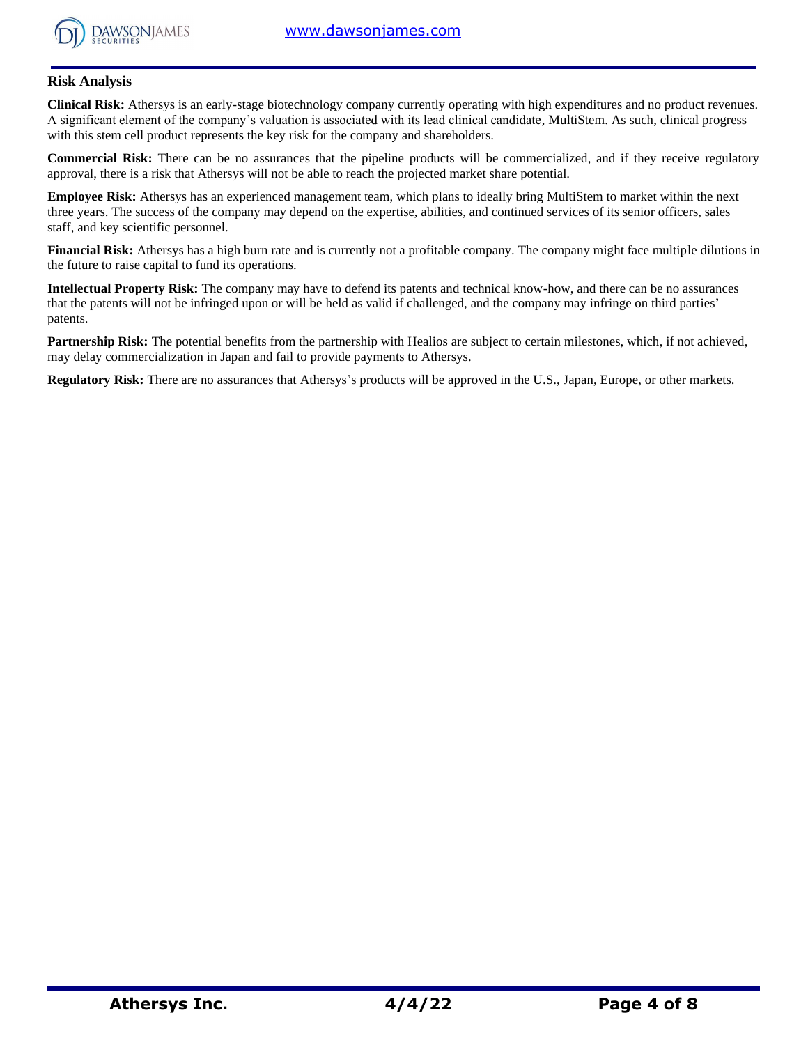## Risk Analysis

**Clinical Risk:** Athersys is an early-stage biotechnology company currently operating with high expenditures and no product revenues. A significant element of the company's valuation is associated with its lead clinical candidate, MultiStem. As such, clinical progress with this stem cell product represents the key risk for the company and shareholders.

**Commercial Risk:** There can be no assurances that the pipeline products will be commercialized, and if they receive regulatory approval, there is a risk that Athersys will not be able to reach the projected market share potential.

**Employee Risk:** Athersys has an experienced management team, which plans to ideally bring MultiStem to market within the next three years. The success of the company may depend on the expertise, abilities, and continued services of its senior officers, sales staff, and key scientific personnel.

**Financial Risk:** Athersys has a high burn rate and is currently not a profitable company. The company might face multiple dilutions in the future to raise capital to fund its operations.

**Intellectual Property Risk:** The company may have to defend its patents and technical know-how, and there can be no assurances that the patents will not be infringed upon or will be held as valid if challenged, and the company may infringe on third parties' patents.

**Partnership Risk:** The potential benefits from the partnership with Healios are subject to certain milestones, which, if not achieved, may delay commercialization in Japan and fail to provide payments to Athersys.

**Regulatory Risk:** There are no assurances that Athersys's products will be approved in the U.S., Japan, Europe, or other markets.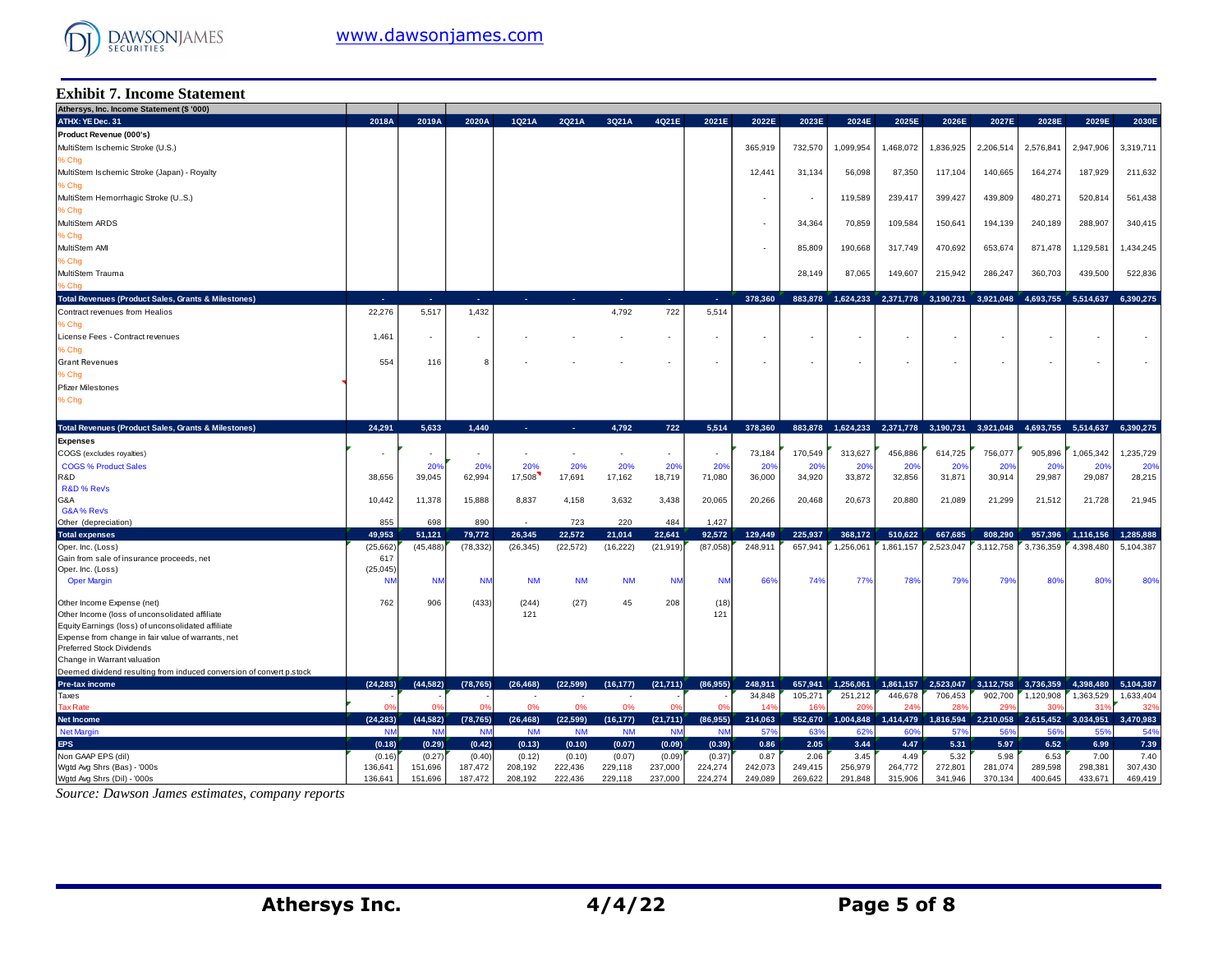## Exhibit 7. Income Statement

| Athersys, Inc. Income Statement ($ '000) | | | | | | | | | | | | | | | | | | |
|---|---|---|---|---|---|---|---|---|---|---|---|---|---|---|---|---|---|---|
| ATHX: YE Dec. 31 | 2018A | 2019A | 2020A | 1Q21A | 2Q21A | 3Q21A | 4Q21E | 2021E | 2022E | 2023E | 2024E | 2025E | 2026E | 2027E | 2028E | 2029E | 2030E |
| **Product Revenue (000's)** | | | | | | | | | | | | | | | | | |
| MultiStem Ischemic Stroke (U.S.) | | | | | | | | | 365,919 | 732,570 | 1,099,954 | 1,468,072 | 1,836,925 | 2,206,514 | 2,576,841 | 2,947,906 | 3,319,711 |
| % Chg | | | | | | | | | | | | | | | | | |
| MultiStem Ischemic Stroke (Japan) - Royalty | | | | | | | | | 12,441 | 31,134 | 56,098 | 87,350 | 117,104 | 140,665 | 164,274 | 187,929 | 211,632 |
| % Chg | | | | | | | | | | | | | | | | | |
| MultiStem Hemorrhagic Stroke (U..S.) | | | | | | | | | - | - | 119,589 | 239,417 | 399,427 | 439,809 | 480,271 | 520,814 | 561,438 |
| % Chg | | | | | | | | | | | | | | | | | |
| MultiStem ARDS | | | | | | | | | - | 34,364 | 70,859 | 109,584 | 150,641 | 194,139 | 240,189 | 288,907 | 340,415 |
| % Chg | | | | | | | | | | | | | | | | | |
| MultiStem AMI | | | | | | | | | - | 85,809 | 190,668 | 317,749 | 470,692 | 653,674 | 871,478 | 1,129,581 | 1,434,245 |
| % Chg | | | | | | | | | | | | | | | | | |
| MultiStem Trauma | | | | | | | | | | 28,149 | 87,065 | 149,607 | 215,942 | 286,247 | 360,703 | 439,500 | 522,836 |
| % Chg | | | | | | | | | | | | | | | | | |
| **Total Revenues (Product Sales, Grants & Milestones)** | - | - | - | - | - | - | - | - | 378,360 | 883,878 | 1,624,233 | 2,371,778 | 3,190,731 | 3,921,048 | 4,693,755 | 5,514,637 | 6,390,275 |
| Contract revenues from Healios | 22,276 | 5,517 | 1,432 | | | 4,792 | 722 | 5,514 | | | | | | | | | |
| % Chg | | | | | | | | | | | | | | | | | |
| License Fees - Contract revenues | 1,461 | - | - | - | - | - | - | - | - | - | - | - | - | - | - | - | - |
| % Chg | | | | | | | | | | | | | | | | | |
| Grant Revenues | 554 | 116 | 8 | - | - | - | - | - | - | - | - | - | - | - | - | - | - |
| % Chg | | | | | | | | | | | | | | | | | |
| Pfizer Milestones | | | | | | | | | | | | | | | | | |
| % Chg | | | | | | | | | | | | | | | | | |
| **Total Revenues (Product Sales, Grants & Milestones)** | 24,291 | 5,633 | 1,440 | - | - | 4,792 | 722 | 5,514 | 378,360 | 883,878 | 1,624,233 | 2,371,778 | 3,190,731 | 3,921,048 | 4,693,755 | 5,514,637 | 6,390,275 |
| **Expenses** | | | | | | | | | | | | | | | | | |
| COGS (excludes royalties) | - | - | - | - | - | - | - | - | 73,184 | 170,549 | 313,627 | 456,886 | 614,725 | 756,077 | 905,896 | 1,065,342 | 1,235,729 |
| COGS % Product Sales | | 20% | 20% | 20% | 20% | 20% | 20% | 20% | 20% | 20% | 20% | 20% | 20% | 20% | 20% | 20% | 20% |
| R&D | 38,656 | 39,045 | 62,994 | 17,508 | 17,691 | 17,162 | 18,719 | 71,080 | 36,000 | 34,920 | 33,872 | 32,856 | 31,871 | 30,914 | 29,987 | 29,087 | 28,215 |
| R&D % Revs | | | | | | | | | | | | | | | | | |
| G&A | 10,442 | 11,378 | 15,888 | 8,837 | 4,158 | 3,632 | 3,438 | 20,065 | 20,266 | 20,468 | 20,673 | 20,880 | 21,089 | 21,299 | 21,512 | 21,728 | 21,945 |
| G&A % Revs | | | | | | | | | | | | | | | | | |
| Other (depreciation) | 855 | 698 | 890 | - | 723 | 220 | 484 | 1,427 | | | | | | | | | |
| **Total expenses** | 49,953 | 51,121 | 79,772 | 26,345 | 22,572 | 21,014 | 22,641 | 92,572 | 129,449 | 225,937 | 368,172 | 510,622 | 667,685 | 808,290 | 957,396 | 1,116,156 | 1,285,888 |
| Oper. Inc. (Loss) | (25,662) | (45,488) | (78,332) | (26,345) | (22,572) | (16,222) | (21,919) | (87,058) | 248,911 | 657,941 | 1,256,061 | 1,861,157 | 2,523,047 | 3,112,758 | 3,736,359 | 4,398,480 | 5,104,387 |
| Gain from sale of insurance proceeds, net | 617 | | | | | | | | | | | | | | | | |
| Oper. Inc. (Loss) | (25,045) | | | | | | | | | | | | | | | | |
| Oper Margin | NM | NM | NM | NM | NM | NM | NM | NM | 66% | 74% | 77% | 78% | 79% | 79% | 80% | 80% | 80% |
| Other Income Expense (net) | 762 | 906 | (433) | (244) | (27) | 45 | 208 | (18) | | | | | | | | | |
| Other Income (loss of unconsolidated affiliate | | | | 121 | | | | 121 | | | | | | | | | |
| Equity Earnings (loss) of unconsolidated affiliate | | | | | | | | | | | | | | | | | |
| Expense from change in fair value of warrants, net | | | | | | | | | | | | | | | | | |
| Preferred Stock Dividends | | | | | | | | | | | | | | | | | |
| Change in Warrant valuation | | | | | | | | | | | | | | | | | |
| Deemed dividend resulting from induced conversion of convert p.stock | | | | | | | | | | | | | | | | | |
| **Pre-tax income** | (24,283) | (44,582) | (78,765) | (26,468) | (22,599) | (16,177) | (21,711) | (86,955) | 248,911 | 657,941 | 1,256,061 | 1,861,157 | 2,523,047 | 3,112,758 | 3,736,359 | 4,398,480 | 5,104,387 |
| Taxes | - | - | - | - | - | - | - | - | 34,848 | 105,271 | 251,212 | 446,678 | 706,453 | 902,700 | 1,120,908 | 1,363,529 | 1,633,404 |
| Tax Rate | 0% | 0% | 0% | 0% | 0% | 0% | 0% | 0% | 14% | 16% | 20% | 24% | 28% | 29% | 30% | 31% | 32% |
| **Net Income** | (24,283) | (44,582) | (78,765) | (26,468) | (22,599) | (16,177) | (21,711) | (86,955) | 214,063 | 552,670 | 1,004,848 | 1,414,479 | 1,816,594 | 2,210,058 | 2,615,452 | 3,034,951 | 3,470,983 |
| Net Margin | NM | NM | NM | NM | NM | NM | NM | NM | 57% | 63% | 62% | 60% | 57% | 56% | 56% | 55% | 54% |
| **EPS** | (0.18) | (0.29) | (0.42) | (0.13) | (0.10) | (0.07) | (0.09) | (0.39) | 0.86 | 2.05 | 3.44 | 4.47 | 5.31 | 5.97 | 6.52 | 6.99 | 7.39 |
| Non GAAP EPS (dil) | (0.16) | (0.27) | (0.40) | (0.12) | (0.10) | (0.07) | (0.09) | (0.37) | 0.87 | 2.06 | 3.45 | 4.49 | 5.32 | 5.98 | 6.53 | 7.00 | 7.40 |
| Wgtd Avg Shrs (Bas) - '000s | 136,641 | 151,696 | 187,472 | 208,192 | 222,436 | 229,118 | 237,000 | 224,274 | 242,073 | 249,415 | 256,979 | 264,772 | 272,801 | 281,074 | 289,598 | 298,381 | 307,430 |
| Wgtd Avg Shrs (Dil) - '000s | 136,641 | 151,696 | 187,472 | 208,192 | 222,436 | 229,118 | 237,000 | 224,274 | 249,089 | 269,622 | 291,848 | 315,906 | 341,946 | 370,134 | 400,645 | 433,671 | 469,419 |

*Source: Dawson James estimates, company reports*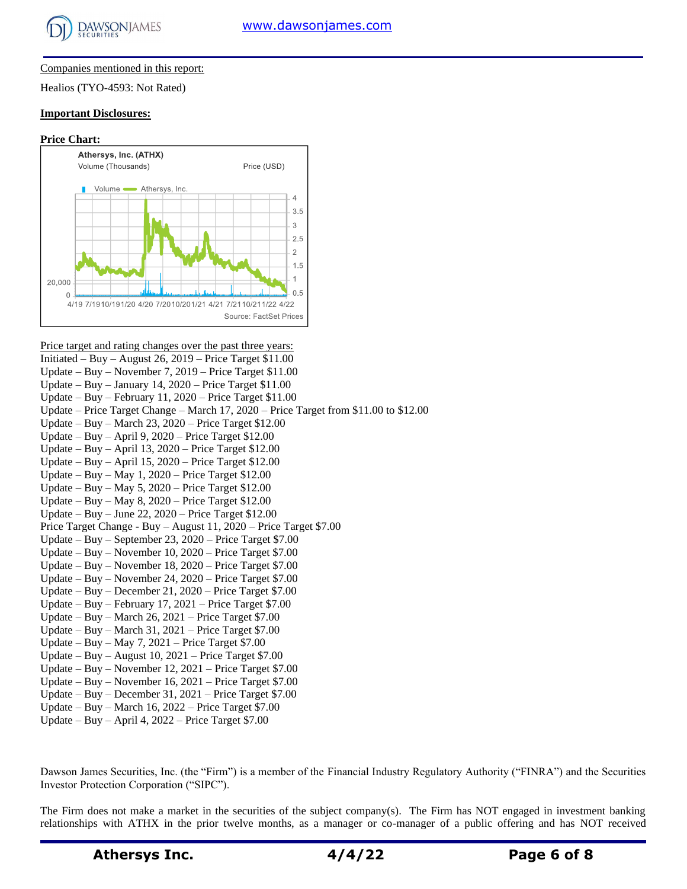Companies mentioned in this report:

Healios (TYO-4593: Not Rated)

**Important Disclosures:**

**Price Chart:**

Athersys, Inc. (ATHX)
Volume (Thousands) Price (USD)

Volume Athersys, Inc.

Source: FactSet Prices

Price target and rating changes over the past three years:

Initiated – Buy – August 26, 2019 – Price Target $11.00
Update – Buy – November 7, 2019 – Price Target $11.00
Update – Buy – January 14, 2020 – Price Target $11.00
Update – Buy – February 11, 2020 – Price Target $11.00
Update – Price Target Change – March 17, 2020 – Price Target from $11.00 to $12.00
Update – Buy – March 23, 2020 – Price Target $12.00
Update – Buy – April 9, 2020 – Price Target $12.00
Update – Buy – April 13, 2020 – Price Target $12.00
Update – Buy – April 15, 2020 – Price Target $12.00
Update – Buy – May 1, 2020 – Price Target $12.00
Update – Buy – May 5, 2020 – Price Target $12.00
Update – Buy – May 8, 2020 – Price Target $12.00
Update – Buy – June 22, 2020 – Price Target $12.00
Price Target Change - Buy – August 11, 2020 – Price Target $7.00
Update – Buy – September 23, 2020 – Price Target $7.00
Update – Buy – November 10, 2020 – Price Target $7.00
Update – Buy – November 18, 2020 – Price Target $7.00
Update – Buy – November 24, 2020 – Price Target $7.00
Update – Buy – December 21, 2020 – Price Target $7.00
Update – Buy – February 17, 2021 – Price Target $7.00
Update – Buy – March 26, 2021 – Price Target $7.00
Update – Buy – March 31, 2021 – Price Target $7.00
Update – Buy – May 7, 2021 – Price Target $7.00
Update – Buy – August 10, 2021 – Price Target $7.00
Update – Buy – November 12, 2021 – Price Target $7.00
Update – Buy – November 16, 2021 – Price Target $7.00
Update – Buy – December 31, 2021 – Price Target $7.00
Update – Buy – March 16, 2022 – Price Target $7.00
Update – Buy – April 4, 2022 – Price Target $7.00

Dawson James Securities, Inc. (the "Firm") is a member of the Financial Industry Regulatory Authority ("FINRA") and the Securities Investor Protection Corporation ("SIPC").

The Firm does not make a market in the securities of the subject company(s). The Firm has NOT engaged in investment banking relationships with ATHX in the prior twelve months, as a manager or co-manager of a public offering and has NOT received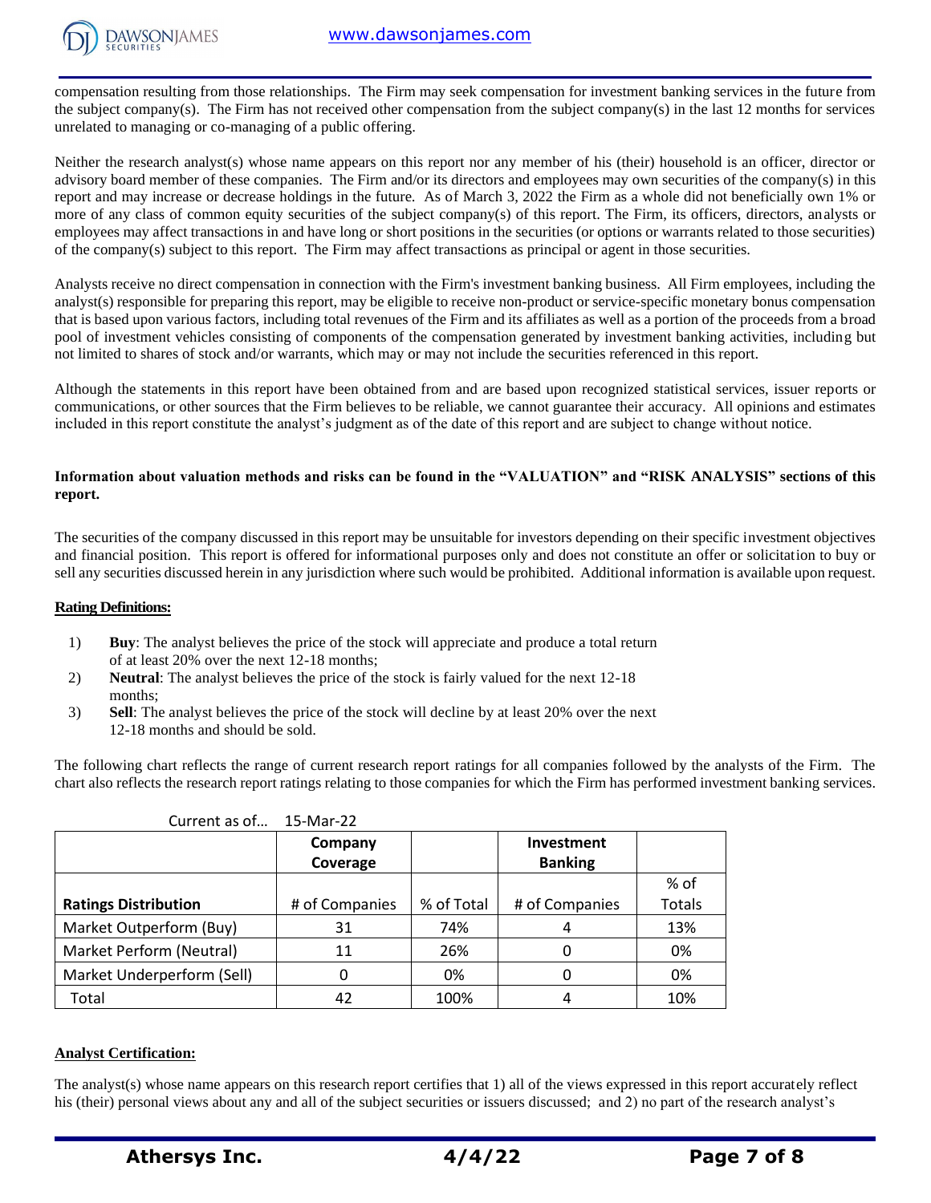compensation resulting from those relationships. The Firm may seek compensation for investment banking services in the future from the subject company(s). The Firm has not received other compensation from the subject company(s) in the last 12 months for services unrelated to managing or co-managing of a public offering.

Neither the research analyst(s) whose name appears on this report nor any member of his (their) household is an officer, director or advisory board member of these companies. The Firm and/or its directors and employees may own securities of the company(s) in this report and may increase or decrease holdings in the future. As of March 3, 2022 the Firm as a whole did not beneficially own 1% or more of any class of common equity securities of the subject company(s) of this report. The Firm, its officers, directors, analysts or employees may affect transactions in and have long or short positions in the securities (or options or warrants related to those securities) of the company(s) subject to this report. The Firm may affect transactions as principal or agent in those securities.

Analysts receive no direct compensation in connection with the Firm's investment banking business. All Firm employees, including the analyst(s) responsible for preparing this report, may be eligible to receive non-product or service-specific monetary bonus compensation that is based upon various factors, including total revenues of the Firm and its affiliates as well as a portion of the proceeds from a broad pool of investment vehicles consisting of components of the compensation generated by investment banking activities, including but not limited to shares of stock and/or warrants, which may or may not include the securities referenced in this report.

Although the statements in this report have been obtained from and are based upon recognized statistical services, issuer reports or communications, or other sources that the Firm believes to be reliable, we cannot guarantee their accuracy. All opinions and estimates included in this report constitute the analyst's judgment as of the date of this report and are subject to change without notice.

**Information about valuation methods and risks can be found in the "VALUATION" and "RISK ANALYSIS" sections of this report.**

The securities of the company discussed in this report may be unsuitable for investors depending on their specific investment objectives and financial position. This report is offered for informational purposes only and does not constitute an offer or solicitation to buy or sell any securities discussed herein in any jurisdiction where such would be prohibited. Additional information is available upon request.

**Rating Definitions:**

1) **Buy**: The analyst believes the price of the stock will appreciate and produce a total return of at least 20% over the next 12-18 months;
2) **Neutral**: The analyst believes the price of the stock is fairly valued for the next 12-18 months;
3) **Sell**: The analyst believes the price of the stock will decline by at least 20% over the next 12-18 months and should be sold.

The following chart reflects the range of current research report ratings for all companies followed by the analysts of the Firm. The chart also reflects the research report ratings relating to those companies for which the Firm has performed investment banking services.

Current as of... 15-Mar-22

| | **Company Coverage** | | **Investment Banking** | |
|---|---|---|---|---|
| **Ratings Distribution** | # of Companies | % of Total | # of Companies | % of Totals |
| Market Outperform (Buy) | 31 | 74% | 4 | 13% |
| Market Perform (Neutral) | 11 | 26% | 0 | 0% |
| Market Underperform (Sell) | 0 | 0% | 0 | 0% |
| Total | 42 | 100% | 4 | 10% |

**Analyst Certification:**

The analyst(s) whose name appears on this research report certifies that 1) all of the views expressed in this report accurately reflect his (their) personal views about any and all of the subject securities or issuers discussed; and 2) no part of the research analyst's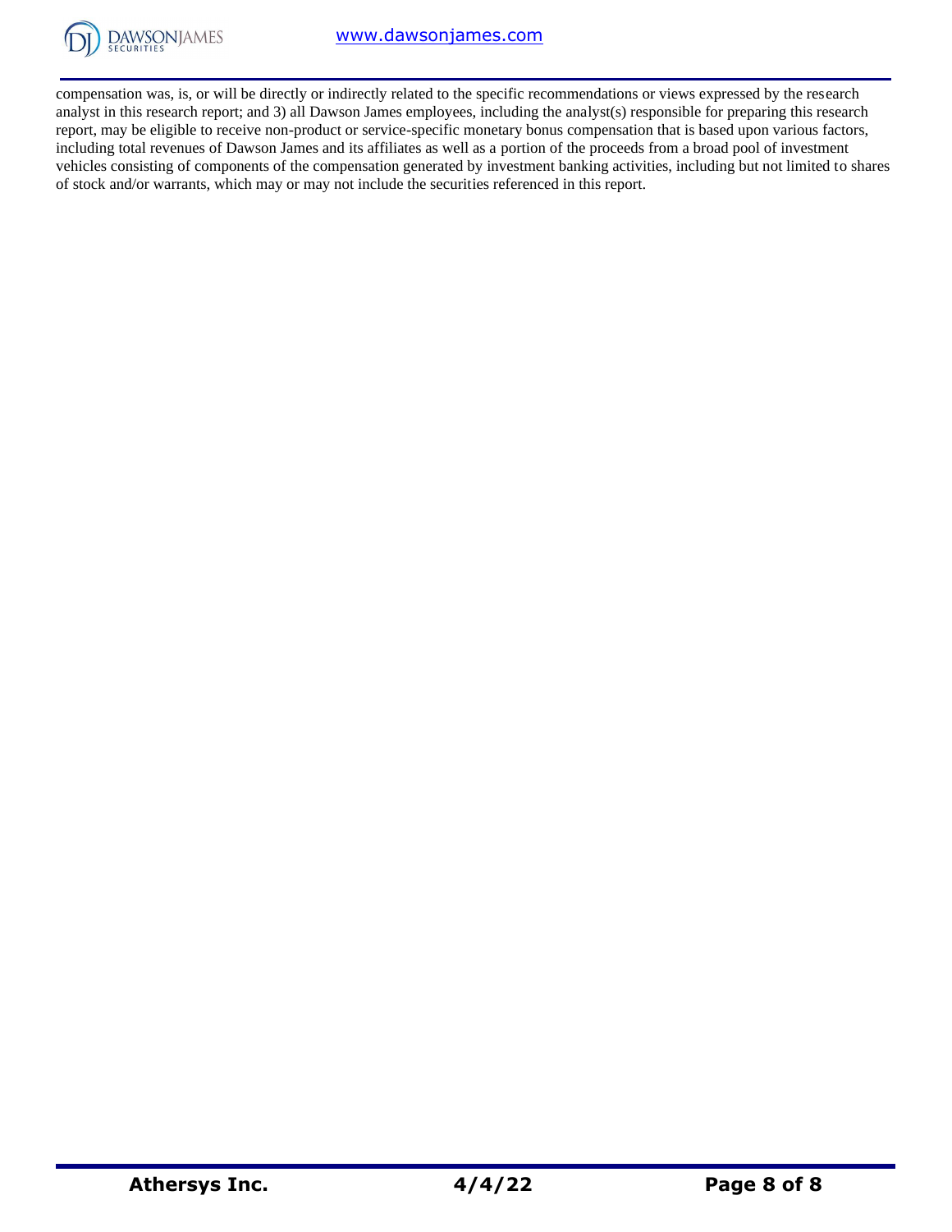compensation was, is, or will be directly or indirectly related to the specific recommendations or views expressed by the research analyst in this research report; and 3) all Dawson James employees, including the analyst(s) responsible for preparing this research report, may be eligible to receive non-product or service-specific monetary bonus compensation that is based upon various factors, including total revenues of Dawson James and its affiliates as well as a portion of the proceeds from a broad pool of investment vehicles consisting of components of the compensation generated by investment banking activities, including but not limited to shares of stock and/or warrants, which may or may not include the securities referenced in this report.